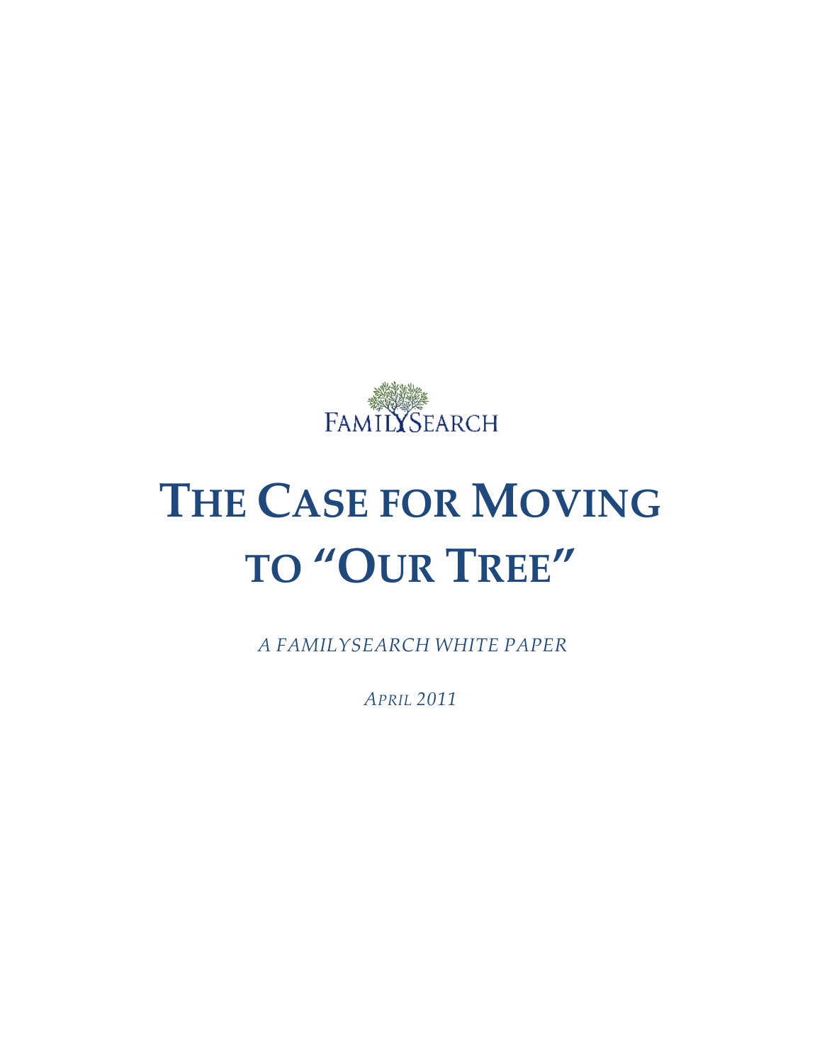FamilySearch

# The Case for Moving to "Our Tree"

*A FamilySearch White Paper*

*April 2011*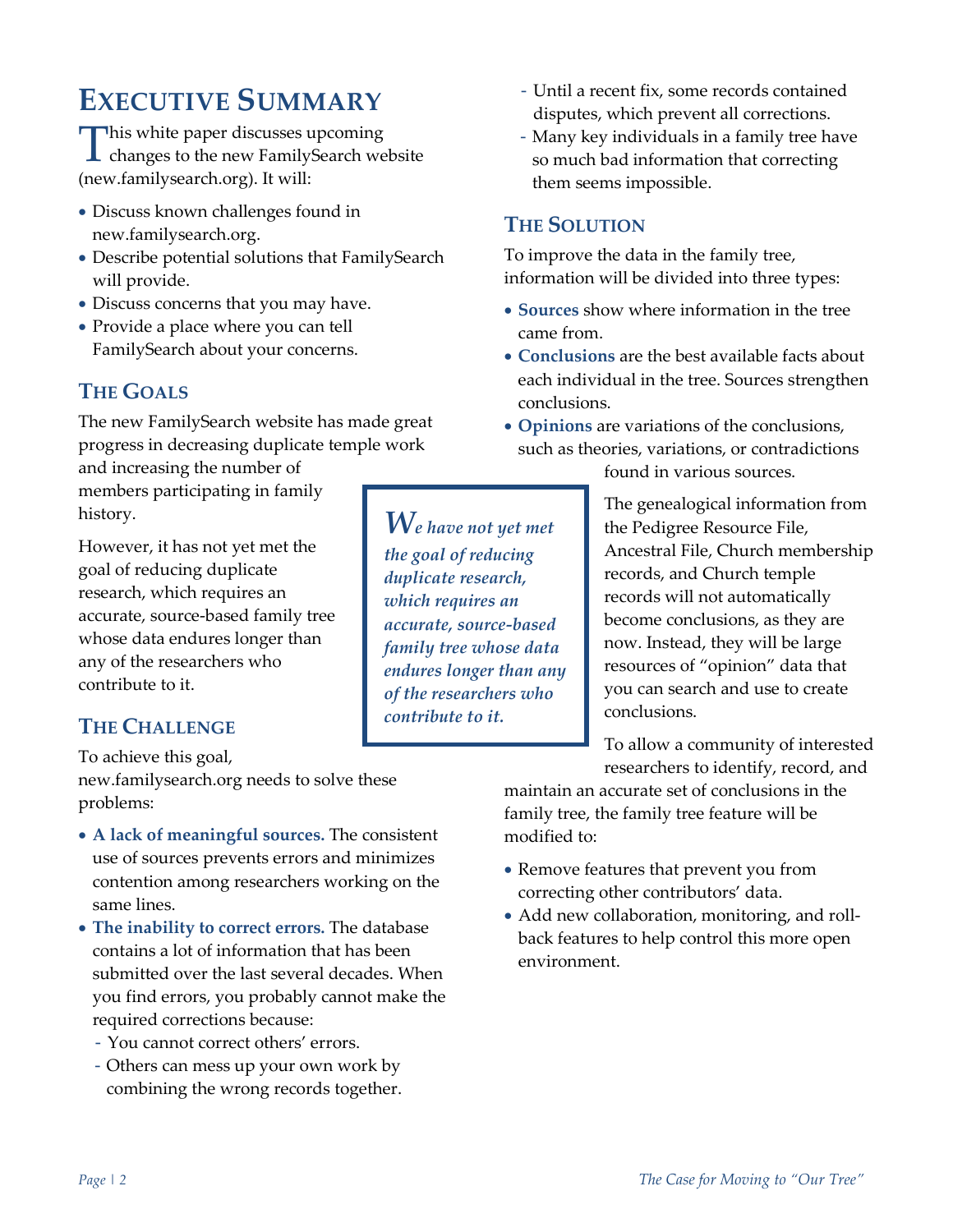# Executive Summary

This white paper discusses upcoming changes to the new FamilySearch website (new.familysearch.org). It will:

- Discuss known challenges found in new.familysearch.org.
- Describe potential solutions that FamilySearch will provide.
- Discuss concerns that you may have.
- Provide a place where you can tell FamilySearch about your concerns.

## The Goals

The new FamilySearch website has made great progress in decreasing duplicate temple work and increasing the number of members participating in family history.

However, it has not yet met the goal of reducing duplicate research, which requires an accurate, source-based family tree whose data endures longer than any of the researchers who contribute to it.

> ***We have not yet met the goal of reducing duplicate research, which requires an accurate, source-based family tree whose data endures longer than any of the researchers who contribute to it.***

## The Challenge

To achieve this goal, new.familysearch.org needs to solve these problems:

- **A lack of meaningful sources.** The consistent use of sources prevents errors and minimizes contention among researchers working on the same lines.
- **The inability to correct errors.** The database contains a lot of information that has been submitted over the last several decades. When you find errors, you probably cannot make the required corrections because:
  - You cannot correct others' errors.
  - Others can mess up your own work by combining the wrong records together.
  - Until a recent fix, some records contained disputes, which prevent all corrections.
  - Many key individuals in a family tree have so much bad information that correcting them seems impossible.

## The Solution

To improve the data in the family tree, information will be divided into three types:

- **Sources** show where information in the tree came from.
- **Conclusions** are the best available facts about each individual in the tree. Sources strengthen conclusions.
- **Opinions** are variations of the conclusions, such as theories, variations, or contradictions found in various sources.

The genealogical information from the Pedigree Resource File, Ancestral File, Church membership records, and Church temple records will not automatically become conclusions, as they are now. Instead, they will be large resources of "opinion" data that you can search and use to create conclusions.

To allow a community of interested researchers to identify, record, and maintain an accurate set of conclusions in the family tree, the family tree feature will be modified to:

- Remove features that prevent you from correcting other contributors' data.
- Add new collaboration, monitoring, and roll-back features to help control this more open environment.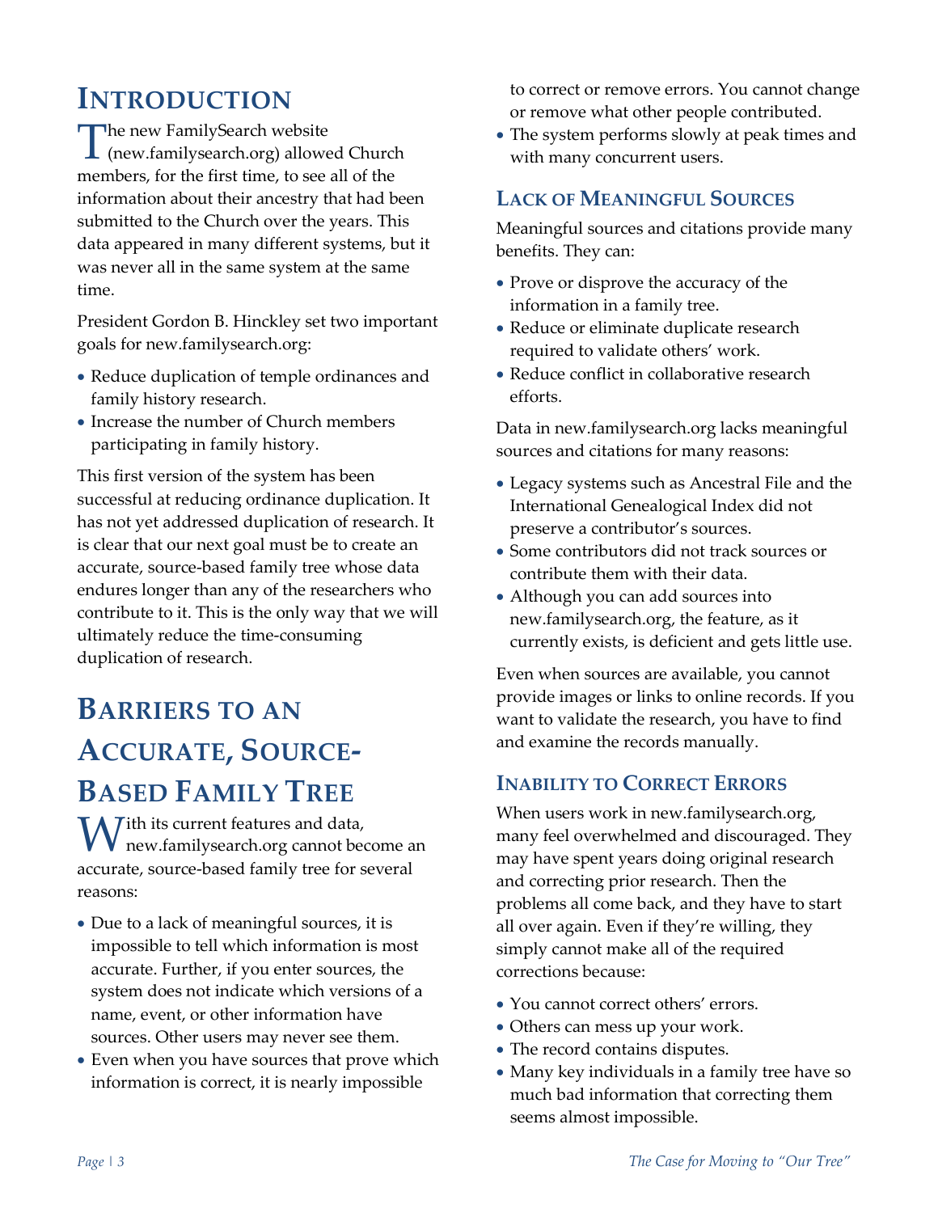# Introduction

The new FamilySearch website (new.familysearch.org) allowed Church members, for the first time, to see all of the information about their ancestry that had been submitted to the Church over the years. This data appeared in many different systems, but it was never all in the same system at the same time.

President Gordon B. Hinckley set two important goals for new.familysearch.org:

- Reduce duplication of temple ordinances and family history research.
- Increase the number of Church members participating in family history.

This first version of the system has been successful at reducing ordinance duplication. It has not yet addressed duplication of research. It is clear that our next goal must be to create an accurate, source-based family tree whose data endures longer than any of the researchers who contribute to it. This is the only way that we will ultimately reduce the time-consuming duplication of research.

# Barriers to an Accurate, Source-Based Family Tree

With its current features and data, new.familysearch.org cannot become an accurate, source-based family tree for several reasons:

- Due to a lack of meaningful sources, it is impossible to tell which information is most accurate. Further, if you enter sources, the system does not indicate which versions of a name, event, or other information have sources. Other users may never see them.
- Even when you have sources that prove which information is correct, it is nearly impossible to correct or remove errors. You cannot change or remove what other people contributed.
- The system performs slowly at peak times and with many concurrent users.

## Lack of Meaningful Sources

Meaningful sources and citations provide many benefits. They can:

- Prove or disprove the accuracy of the information in a family tree.
- Reduce or eliminate duplicate research required to validate others' work.
- Reduce conflict in collaborative research efforts.

Data in new.familysearch.org lacks meaningful sources and citations for many reasons:

- Legacy systems such as Ancestral File and the International Genealogical Index did not preserve a contributor's sources.
- Some contributors did not track sources or contribute them with their data.
- Although you can add sources into new.familysearch.org, the feature, as it currently exists, is deficient and gets little use.

Even when sources are available, you cannot provide images or links to online records. If you want to validate the research, you have to find and examine the records manually.

## Inability to Correct Errors

When users work in new.familysearch.org, many feel overwhelmed and discouraged. They may have spent years doing original research and correcting prior research. Then the problems all come back, and they have to start all over again. Even if they're willing, they simply cannot make all of the required corrections because:

- You cannot correct others' errors.
- Others can mess up your work.
- The record contains disputes.
- Many key individuals in a family tree have so much bad information that correcting them seems almost impossible.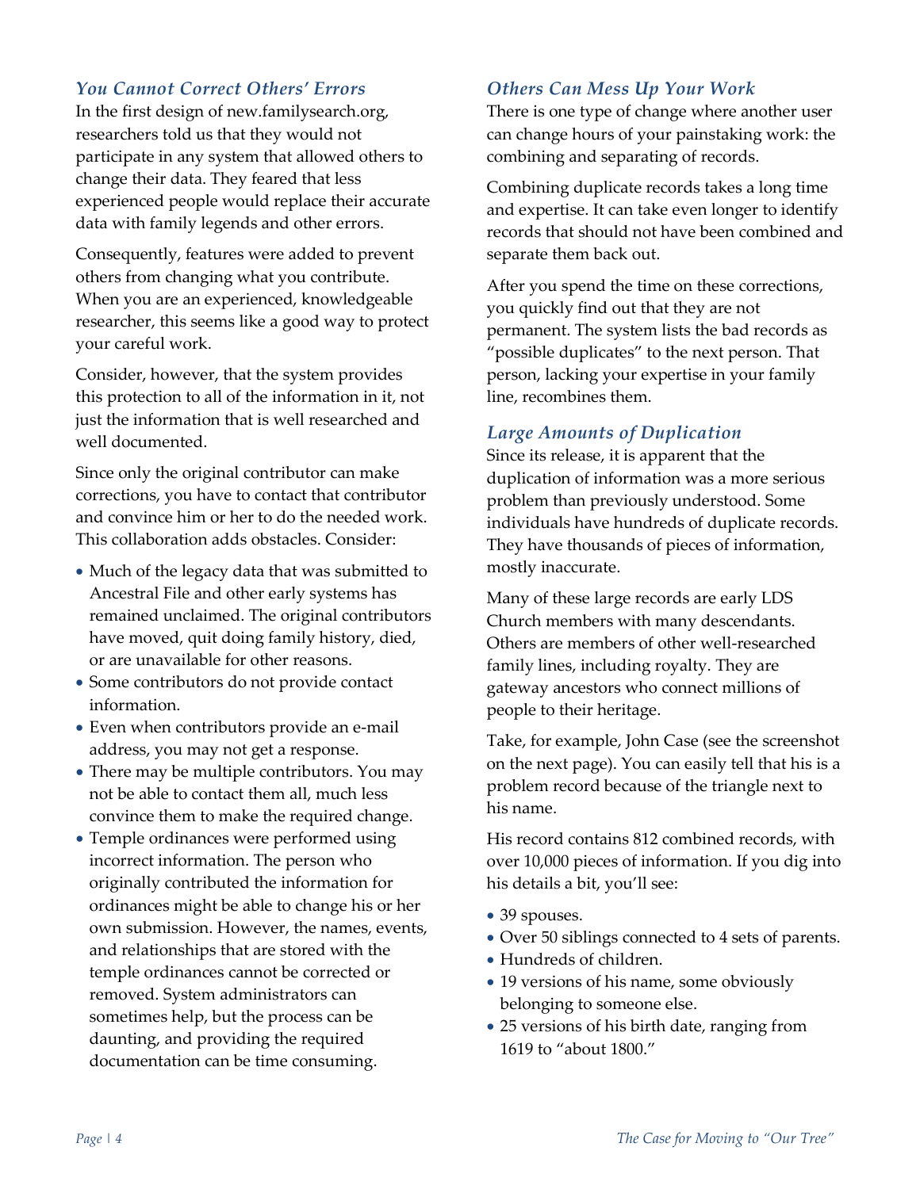### *You Cannot Correct Others' Errors*

In the first design of new.familysearch.org, researchers told us that they would not participate in any system that allowed others to change their data. They feared that less experienced people would replace their accurate data with family legends and other errors.

Consequently, features were added to prevent others from changing what you contribute. When you are an experienced, knowledgeable researcher, this seems like a good way to protect your careful work.

Consider, however, that the system provides this protection to all of the information in it, not just the information that is well researched and well documented.

Since only the original contributor can make corrections, you have to contact that contributor and convince him or her to do the needed work. This collaboration adds obstacles. Consider:

- Much of the legacy data that was submitted to Ancestral File and other early systems has remained unclaimed. The original contributors have moved, quit doing family history, died, or are unavailable for other reasons.
- Some contributors do not provide contact information.
- Even when contributors provide an e-mail address, you may not get a response.
- There may be multiple contributors. You may not be able to contact them all, much less convince them to make the required change.
- Temple ordinances were performed using incorrect information. The person who originally contributed the information for ordinances might be able to change his or her own submission. However, the names, events, and relationships that are stored with the temple ordinances cannot be corrected or removed. System administrators can sometimes help, but the process can be daunting, and providing the required documentation can be time consuming.

### *Others Can Mess Up Your Work*

There is one type of change where another user can change hours of your painstaking work: the combining and separating of records.

Combining duplicate records takes a long time and expertise. It can take even longer to identify records that should not have been combined and separate them back out.

After you spend the time on these corrections, you quickly find out that they are not permanent. The system lists the bad records as "possible duplicates" to the next person. That person, lacking your expertise in your family line, recombines them.

### *Large Amounts of Duplication*

Since its release, it is apparent that the duplication of information was a more serious problem than previously understood. Some individuals have hundreds of duplicate records. They have thousands of pieces of information, mostly inaccurate.

Many of these large records are early LDS Church members with many descendants. Others are members of other well-researched family lines, including royalty. They are gateway ancestors who connect millions of people to their heritage.

Take, for example, John Case (see the screenshot on the next page). You can easily tell that his is a problem record because of the triangle next to his name.

His record contains 812 combined records, with over 10,000 pieces of information. If you dig into his details a bit, you'll see:

- 39 spouses.
- Over 50 siblings connected to 4 sets of parents.
- Hundreds of children.
- 19 versions of his name, some obviously belonging to someone else.
- 25 versions of his birth date, ranging from 1619 to "about 1800."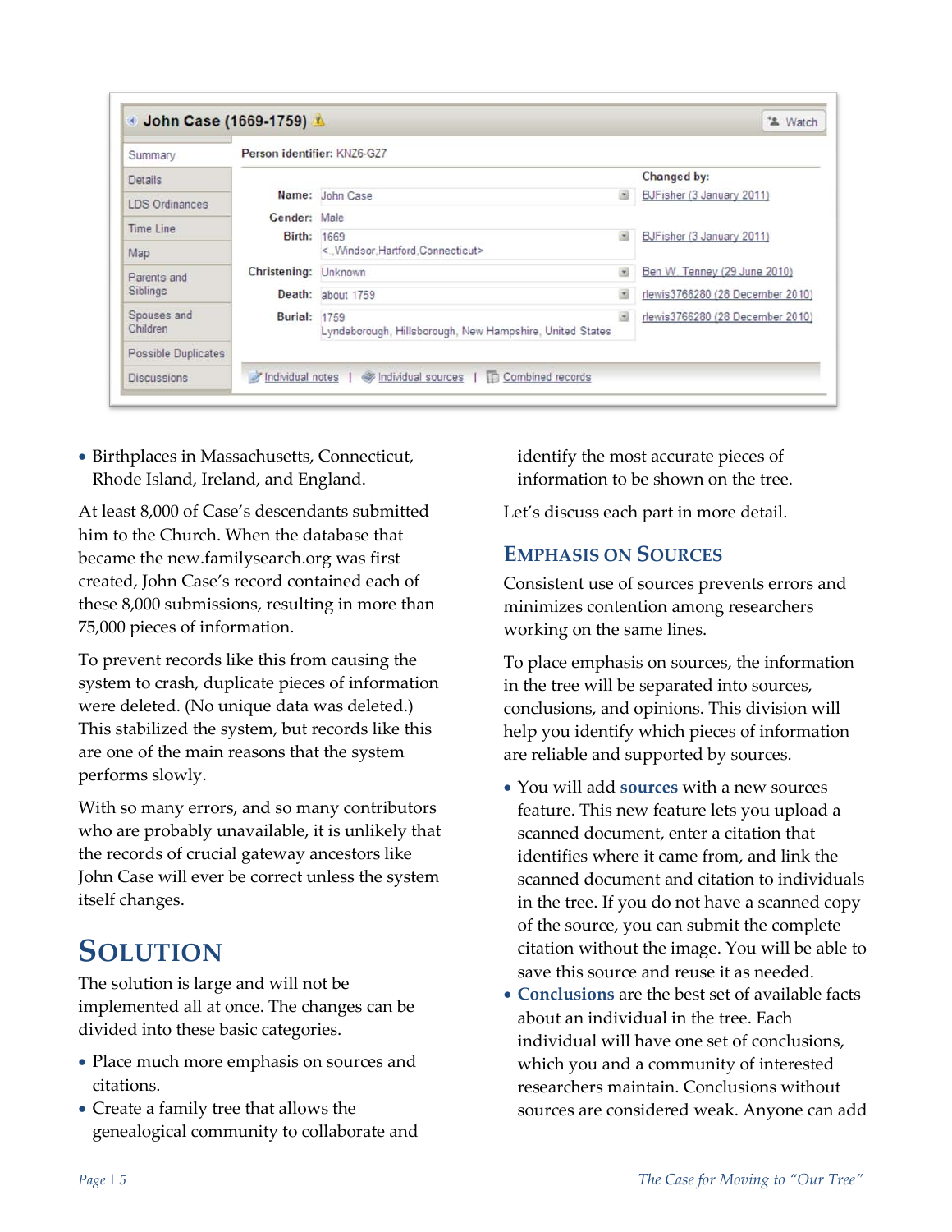**John Case (1669-1759)**

| | | |
|---|---|---|
| Summary | Person identifier: KNZ6-GZ7 | |
| Details | | Changed by: |
| LDS Ordinances | Name: John Case | BJFisher (3 January 2011) |
| Time Line | Gender: Male | |
| Map | Birth: 1669 <.,Windsor,Hartford,Connecticut> | BJFisher (3 January 2011) |
| Parents and Siblings | Christening: Unknown | Ben W. Tenney (29 June 2010) |
| Spouses and Children | Death: about 1759 | rlewis3766280 (28 December 2010) |
| Possible Duplicates | Burial: 1759 Lyndeborough, Hillsborough, New Hampshire, United States | rlewis3766280 (28 December 2010) |
| Discussions | Individual notes \| Individual sources \| Combined records | |

- Birthplaces in Massachusetts, Connecticut, Rhode Island, Ireland, and England.

At least 8,000 of Case's descendants submitted him to the Church. When the database that became the new.familysearch.org was first created, John Case's record contained each of these 8,000 submissions, resulting in more than 75,000 pieces of information.

To prevent records like this from causing the system to crash, duplicate pieces of information were deleted. (No unique data was deleted.) This stabilized the system, but records like this are one of the main reasons that the system performs slowly.

With so many errors, and so many contributors who are probably unavailable, it is unlikely that the records of crucial gateway ancestors like John Case will ever be correct unless the system itself changes.

# Solution

The solution is large and will not be implemented all at once. The changes can be divided into these basic categories.

- Place much more emphasis on sources and citations.
- Create a family tree that allows the genealogical community to collaborate and identify the most accurate pieces of information to be shown on the tree.

Let's discuss each part in more detail.

## Emphasis on Sources

Consistent use of sources prevents errors and minimizes contention among researchers working on the same lines.

To place emphasis on sources, the information in the tree will be separated into sources, conclusions, and opinions. This division will help you identify which pieces of information are reliable and supported by sources.

- You will add **sources** with a new sources feature. This new feature lets you upload a scanned document, enter a citation that identifies where it came from, and link the scanned document and citation to individuals in the tree. If you do not have a scanned copy of the source, you can submit the complete citation without the image. You will be able to save this source and reuse it as needed.
- **Conclusions** are the best set of available facts about an individual in the tree. Each individual will have one set of conclusions, which you and a community of interested researchers maintain. Conclusions without sources are considered weak. Anyone can add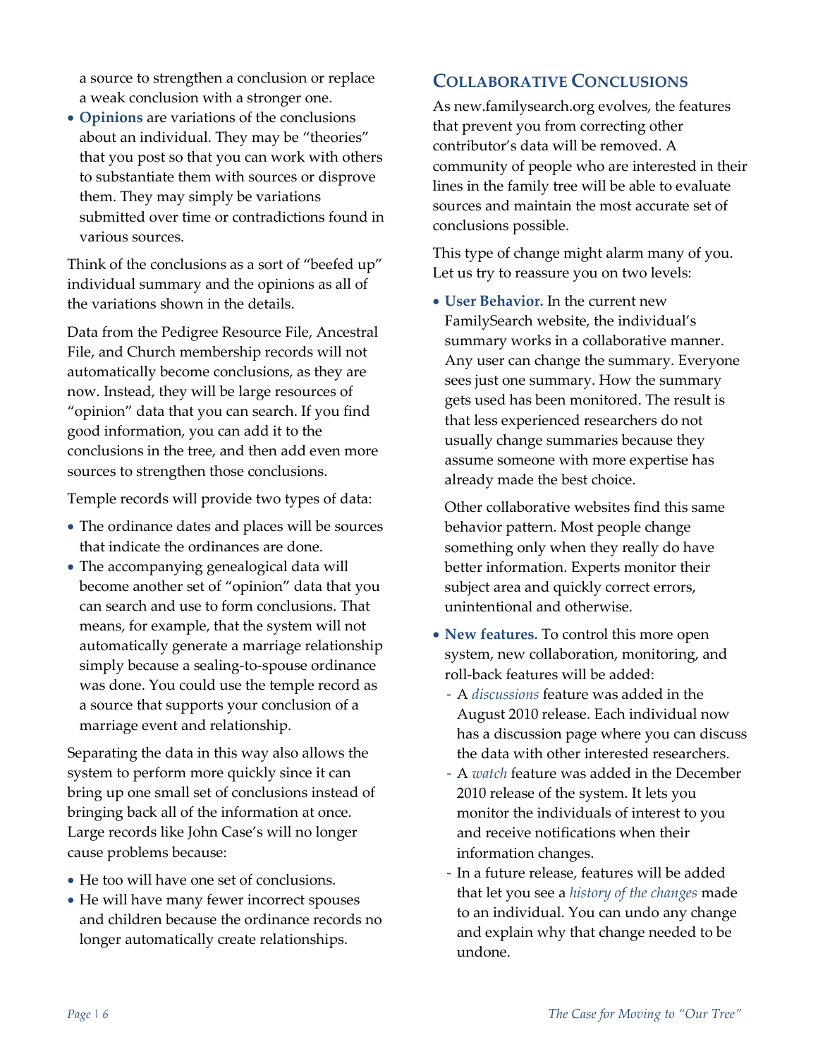a source to strengthen a conclusion or replace a weak conclusion with a stronger one.

- **Opinions** are variations of the conclusions about an individual. They may be "theories" that you post so that you can work with others to substantiate them with sources or disprove them. They may simply be variations submitted over time or contradictions found in various sources.

Think of the conclusions as a sort of "beefed up" individual summary and the opinions as all of the variations shown in the details.

Data from the Pedigree Resource File, Ancestral File, and Church membership records will not automatically become conclusions, as they are now. Instead, they will be large resources of "opinion" data that you can search. If you find good information, you can add it to the conclusions in the tree, and then add even more sources to strengthen those conclusions.

Temple records will provide two types of data:

- The ordinance dates and places will be sources that indicate the ordinances are done.
- The accompanying genealogical data will become another set of "opinion" data that you can search and use to form conclusions. That means, for example, that the system will not automatically generate a marriage relationship simply because a sealing-to-spouse ordinance was done. You could use the temple record as a source that supports your conclusion of a marriage event and relationship.

Separating the data in this way also allows the system to perform more quickly since it can bring up one small set of conclusions instead of bringing back all of the information at once. Large records like John Case's will no longer cause problems because:

- He too will have one set of conclusions.
- He will have many fewer incorrect spouses and children because the ordinance records no longer automatically create relationships.

## Collaborative Conclusions

As new.familysearch.org evolves, the features that prevent you from correcting other contributor's data will be removed. A community of people who are interested in their lines in the family tree will be able to evaluate sources and maintain the most accurate set of conclusions possible.

This type of change might alarm many of you. Let us try to reassure you on two levels:

- **User Behavior.** In the current new FamilySearch website, the individual's summary works in a collaborative manner. Any user can change the summary. Everyone sees just one summary. How the summary gets used has been monitored. The result is that less experienced researchers do not usually change summaries because they assume someone with more expertise has already made the best choice.

  Other collaborative websites find this same behavior pattern. Most people change something only when they really do have better information. Experts monitor their subject area and quickly correct errors, unintentional and otherwise.

- **New features.** To control this more open system, new collaboration, monitoring, and roll-back features will be added:
  - A *discussions* feature was added in the August 2010 release. Each individual now has a discussion page where you can discuss the data with other interested researchers.
  - A *watch* feature was added in the December 2010 release of the system. It lets you monitor the individuals of interest to you and receive notifications when their information changes.
  - In a future release, features will be added that let you see a *history of the changes* made to an individual. You can undo any change and explain why that change needed to be undone.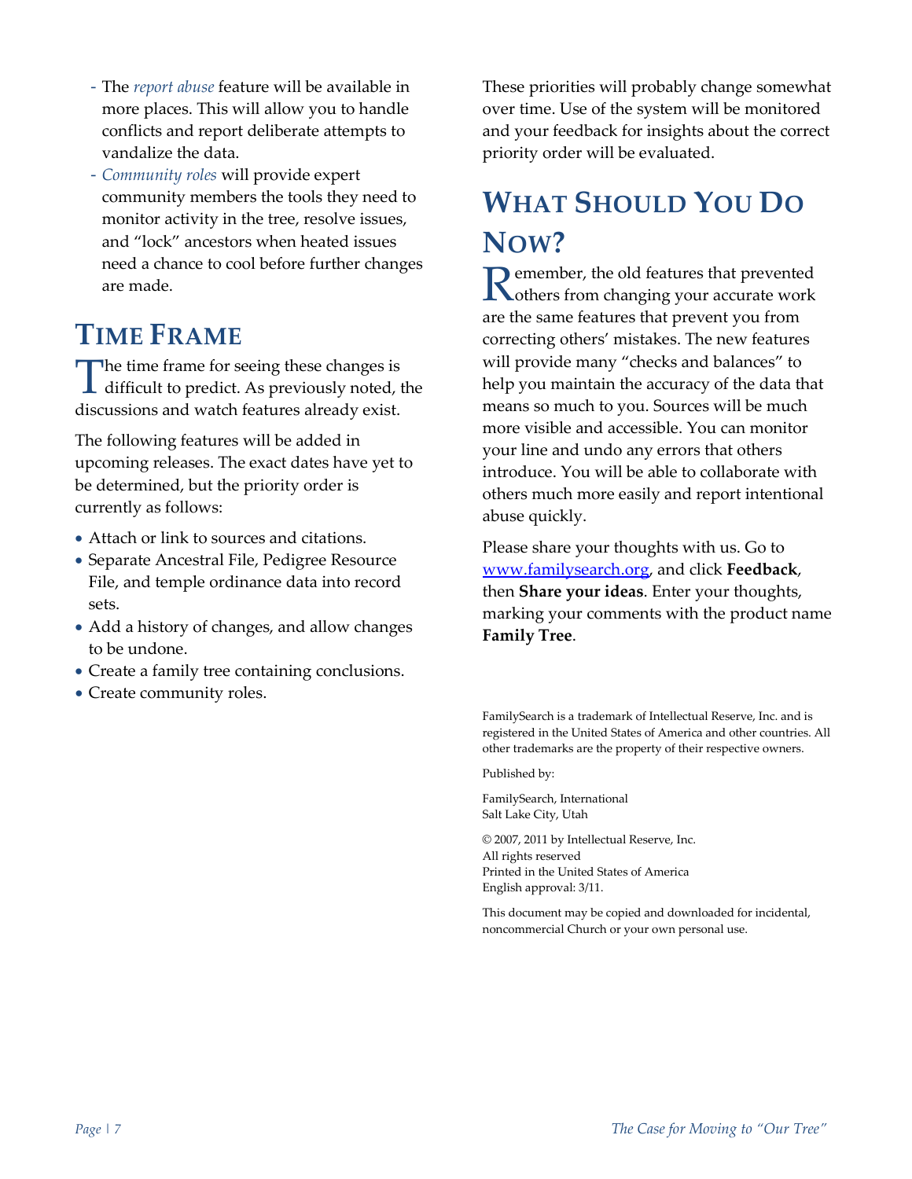- The *report abuse* feature will be available in more places. This will allow you to handle conflicts and report deliberate attempts to vandalize the data.
- *Community roles* will provide expert community members the tools they need to monitor activity in the tree, resolve issues, and "lock" ancestors when heated issues need a chance to cool before further changes are made.

## Time Frame

The time frame for seeing these changes is difficult to predict. As previously noted, the discussions and watch features already exist.

The following features will be added in upcoming releases. The exact dates have yet to be determined, but the priority order is currently as follows:

- Attach or link to sources and citations.
- Separate Ancestral File, Pedigree Resource File, and temple ordinance data into record sets.
- Add a history of changes, and allow changes to be undone.
- Create a family tree containing conclusions.
- Create community roles.

These priorities will probably change somewhat over time. Use of the system will be monitored and your feedback for insights about the correct priority order will be evaluated.

## What Should You Do Now?

Remember, the old features that prevented others from changing your accurate work are the same features that prevent you from correcting others' mistakes. The new features will provide many "checks and balances" to help you maintain the accuracy of the data that means so much to you. Sources will be much more visible and accessible. You can monitor your line and undo any errors that others introduce. You will be able to collaborate with others much more easily and report intentional abuse quickly.

Please share your thoughts with us. Go to [www.familysearch.org](http://www.familysearch.org), and click **Feedback**, then **Share your ideas**. Enter your thoughts, marking your comments with the product name **Family Tree**.

FamilySearch is a trademark of Intellectual Reserve, Inc. and is registered in the United States of America and other countries. All other trademarks are the property of their respective owners.

Published by:

FamilySearch, International
Salt Lake City, Utah

© 2007, 2011 by Intellectual Reserve, Inc.
All rights reserved
Printed in the United States of America
English approval: 3/11.

This document may be copied and downloaded for incidental, noncommercial Church or your own personal use.